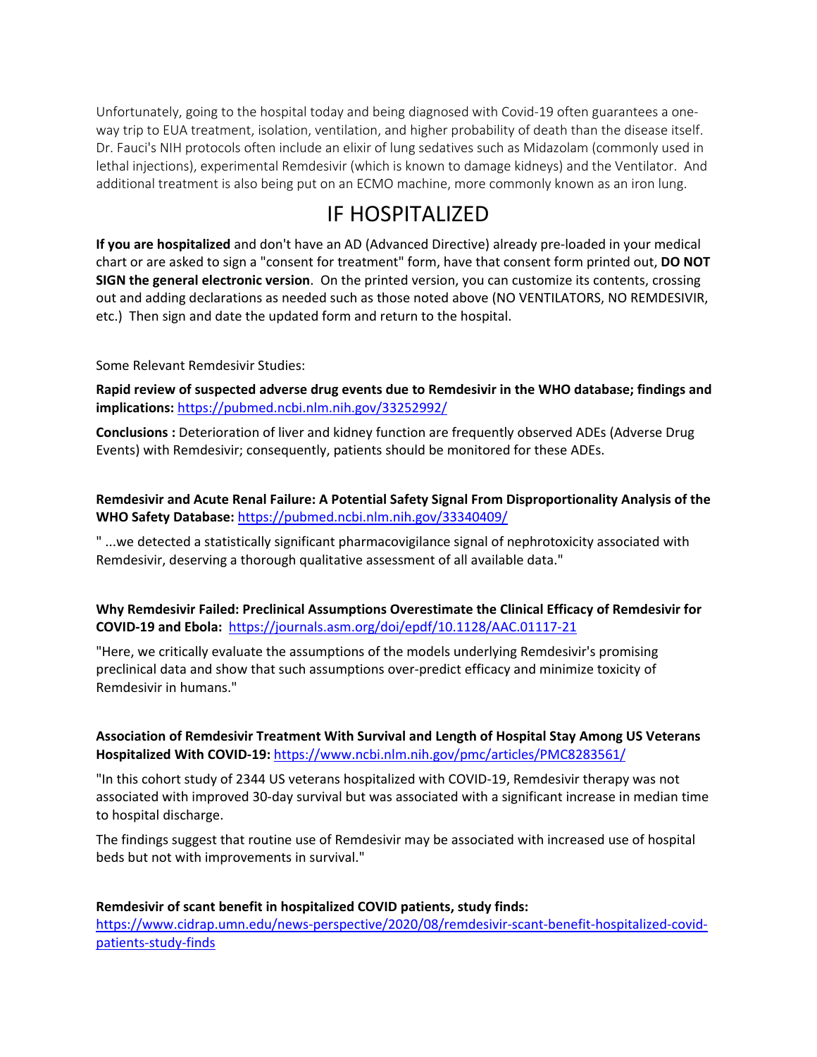Unfortunately, going to the hospital today and being diagnosed with Covid-19 often guarantees a one-way trip to EUA treatment, isolation, ventilation, and higher probability of death than the disease itself. Dr. Fauci's NIH protocols often include an elixir of lung sedatives such as Midazolam (commonly used in lethal injections), experimental Remdesivir (which is known to damage kidneys) and the Ventilator. And additional treatment is also being put on an ECMO machine, more commonly known as an iron lung.

# IF HOSPITALIZED

**If you are hospitalized** and don't have an AD (Advanced Directive) already pre-loaded in your medical chart or are asked to sign a "consent for treatment" form, have that consent form printed out, **DO NOT SIGN the general electronic version**. On the printed version, you can customize its contents, crossing out and adding declarations as needed such as those noted above (NO VENTILATORS, NO REMDESIVIR, etc.) Then sign and date the updated form and return to the hospital.

Some Relevant Remdesivir Studies:

**Rapid review of suspected adverse drug events due to Remdesivir in the WHO database; findings and implications:** https://pubmed.ncbi.nlm.nih.gov/33252992/

**Conclusions :** Deterioration of liver and kidney function are frequently observed ADEs (Adverse Drug Events) with Remdesivir; consequently, patients should be monitored for these ADEs.

**Remdesivir and Acute Renal Failure: A Potential Safety Signal From Disproportionality Analysis of the WHO Safety Database:** https://pubmed.ncbi.nlm.nih.gov/33340409/

" ...we detected a statistically significant pharmacovigilance signal of nephrotoxicity associated with Remdesivir, deserving a thorough qualitative assessment of all available data."

**Why Remdesivir Failed: Preclinical Assumptions Overestimate the Clinical Efficacy of Remdesivir for COVID-19 and Ebola:** https://journals.asm.org/doi/epdf/10.1128/AAC.01117-21

"Here, we critically evaluate the assumptions of the models underlying Remdesivir's promising preclinical data and show that such assumptions over-predict efficacy and minimize toxicity of Remdesivir in humans."

**Association of Remdesivir Treatment With Survival and Length of Hospital Stay Among US Veterans Hospitalized With COVID-19:** https://www.ncbi.nlm.nih.gov/pmc/articles/PMC8283561/

"In this cohort study of 2344 US veterans hospitalized with COVID-19, Remdesivir therapy was not associated with improved 30-day survival but was associated with a significant increase in median time to hospital discharge.

The findings suggest that routine use of Remdesivir may be associated with increased use of hospital beds but not with improvements in survival."

**Remdesivir of scant benefit in hospitalized COVID patients, study finds:**
https://www.cidrap.umn.edu/news-perspective/2020/08/remdesivir-scant-benefit-hospitalized-covid-patients-study-finds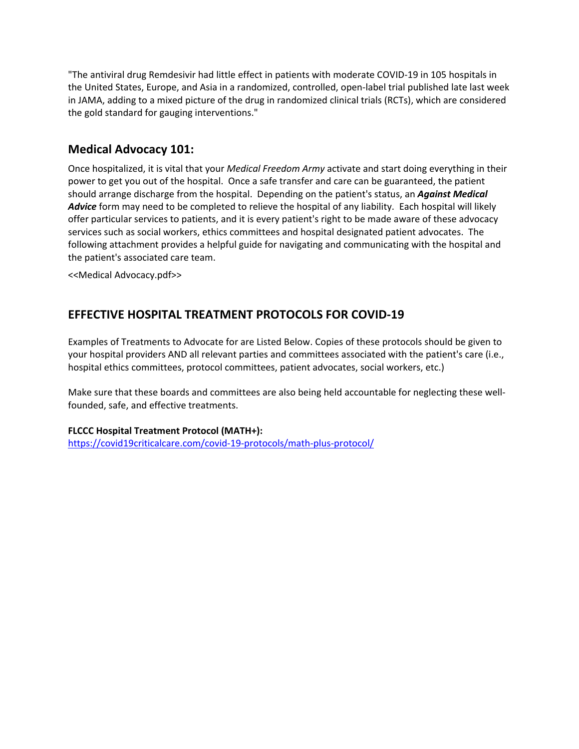"The antiviral drug Remdesivir had little effect in patients with moderate COVID-19 in 105 hospitals in the United States, Europe, and Asia in a randomized, controlled, open-label trial published late last week in JAMA, adding to a mixed picture of the drug in randomized clinical trials (RCTs), which are considered the gold standard for gauging interventions."

## Medical Advocacy 101:

Once hospitalized, it is vital that your *Medical Freedom Army* activate and start doing everything in their power to get you out of the hospital. Once a safe transfer and care can be guaranteed, the patient should arrange discharge from the hospital. Depending on the patient's status, an ***Against Medical Advice*** form may need to be completed to relieve the hospital of any liability. Each hospital will likely offer particular services to patients, and it is every patient's right to be made aware of these advocacy services such as social workers, ethics committees and hospital designated patient advocates. The following attachment provides a helpful guide for navigating and communicating with the hospital and the patient's associated care team.

<<Medical Advocacy.pdf>>

## EFFECTIVE HOSPITAL TREATMENT PROTOCOLS FOR COVID-19

Examples of Treatments to Advocate for are Listed Below. Copies of these protocols should be given to your hospital providers AND all relevant parties and committees associated with the patient's care (i.e., hospital ethics committees, protocol committees, patient advocates, social workers, etc.)

Make sure that these boards and committees are also being held accountable for neglecting these well-founded, safe, and effective treatments.

**FLCCC Hospital Treatment Protocol (MATH+):**
https://covid19criticalcare.com/covid-19-protocols/math-plus-protocol/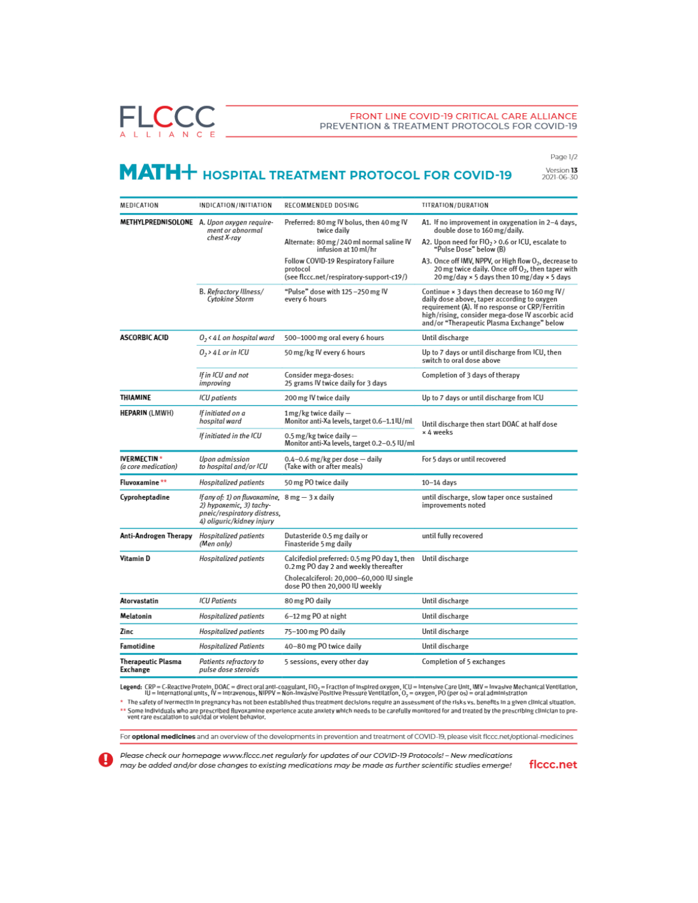FLCCC ALLIANCE

FRONT LINE COVID-19 CRITICAL CARE ALLIANCE
PREVENTION & TREATMENT PROTOCOLS FOR COVID-19

Version **13**
2021-06-30

# MATH+ HOSPITAL TREATMENT PROTOCOL FOR COVID-19

| MEDICATION | INDICATION/INITIATION | RECOMMENDED DOSING | TITRATION/DURATION |
|---|---|---|---|
| **METHYLPREDNISOLONE** | A. *Upon oxygen requirement or abnormal chest X-ray* | Preferred: 80 mg IV bolus, then 40 mg IV twice daily<br>Alternate: 80 mg / 240 ml normal saline IV infusion at 10 ml/hr<br>Follow COVID-19 Respiratory Failure protocol (see flccc.net/respiratory-support-c19/) | A1. If no improvement in oxygenation in 2–4 days, double dose to 160 mg/daily.<br>A2. Upon need for $FIO_2$ > 0.6 or ICU, escalate to "Pulse Dose" below (B)<br>A3. Once off IMV, NIPPV, or High flow $O_2$, decrease to 20 mg twice daily. Once off $O_2$, then taper with 20 mg/day × 5 days then 10 mg/day × 5 days |
| | B. *Refractory Illness/ Cytokine Storm* | "Pulse" dose with 125–250 mg IV every 6 hours | Continue × 3 days then decrease to 160 mg IV/ daily dose above, taper according to oxygen requirement (A). If no response or CRP/Ferritin high/rising, consider mega-dose IV ascorbic acid and/or "Therapeutic Plasma Exchange" below |
| **ASCORBIC ACID** | *$O_2$ < 4 L on hospital ward* | 500–1000 mg oral every 6 hours | Until discharge |
| | *$O_2$ > 4 L or in ICU* | 50 mg/kg IV every 6 hours | Up to 7 days or until discharge from ICU, then switch to oral dose above |
| | *If in ICU and not improving* | Consider mega-doses: 25 grams IV twice daily for 3 days | Completion of 3 days of therapy |
| **THIAMINE** | *ICU patients* | 200 mg IV twice daily | Up to 7 days or until discharge from ICU |
| **HEPARIN** (LMWH) | *If initiated on a hospital ward* | 1 mg/kg twice daily — Monitor anti-Xa levels, target 0.6–1.1 IU/ml | Until discharge then start DOAC at half dose × 4 weeks |
| | *If initiated in the ICU* | 0.5 mg/kg twice daily — Monitor anti-Xa levels, target 0.2–0.5 IU/ml | |
| **IVERMECTIN** * (*a core medication*) | *Upon admission to hospital and/or ICU* | 0.4–0.6 mg/kg per dose — daily (Take with or after meals) | For 5 days or until recovered |
| **Fluvoxamine** ** | *Hospitalized patients* | 50 mg PO twice daily | 10–14 days |
| **Cyproheptadine** | *If any of: 1) on fluvoxamine, 2) hypoxemic, 3) tachypneic/respiratory distress, 4) oliguric/kidney injury* | 8 mg — 3 x daily | until discharge, slow taper once sustained improvements noted |
| **Anti-Androgen Therapy** | *Hospitalized patients (Men only)* | Dutasteride 0.5 mg daily or Finasteride 5 mg daily | until fully recovered |
| **Vitamin D** | *Hospitalized patients* | Calcifediol preferred: 0.5 mg PO day 1, then 0.2 mg PO day 2 and weekly thereafter<br>Cholecalciferol: 20,000–60,000 IU single dose PO then 20,000 IU weekly | Until discharge |
| **Atorvastatin** | *ICU Patients* | 80 mg PO daily | Until discharge |
| **Melatonin** | *Hospitalized patients* | 6–12 mg PO at night | Until discharge |
| **Zinc** | *Hospitalized patients* | 75–100 mg PO daily | Until discharge |
| **Famotidine** | *Hospitalized Patients* | 40–80 mg PO twice daily | Until discharge |
| **Therapeutic Plasma Exchange** | *Patients refractory to pulse dose steroids* | 5 sessions, every other day | Completion of 5 exchanges |

**Legend:** CRP = C-Reactive Protein, DOAC = direct oral anti-coagulant, $FIO_2$ = Fraction of inspired oxygen, ICU = Intensive Care Unit, IMV = Invasive Mechanical Ventilation, IU = International units, IV = Intravenous, NIPPV = Non-Invasive Positive Pressure Ventilation, $O_2$ = oxygen, PO (per os) = oral administration

\* The safety of ivermectin in pregnancy has not been established thus treatment decisions require an assessment of the risks vs. benefits in a given clinical situation.

** Some individuals who are prescribed fluvoxamine experience acute anxiety which needs to be carefully monitored for and treated by the prescribing clinician to prevent rare escalation to suicidal or violent behavior.

For **optional medicines** and an overview of the developments in prevention and treatment of COVID-19, please visit flccc.net/optional-medicines

*Please check our homepage www.flccc.net regularly for updates of our COVID-19 Protocols! – New medications may be added and/or dose changes to existing medications may be made as further scientific studies emerge!*

flccc.net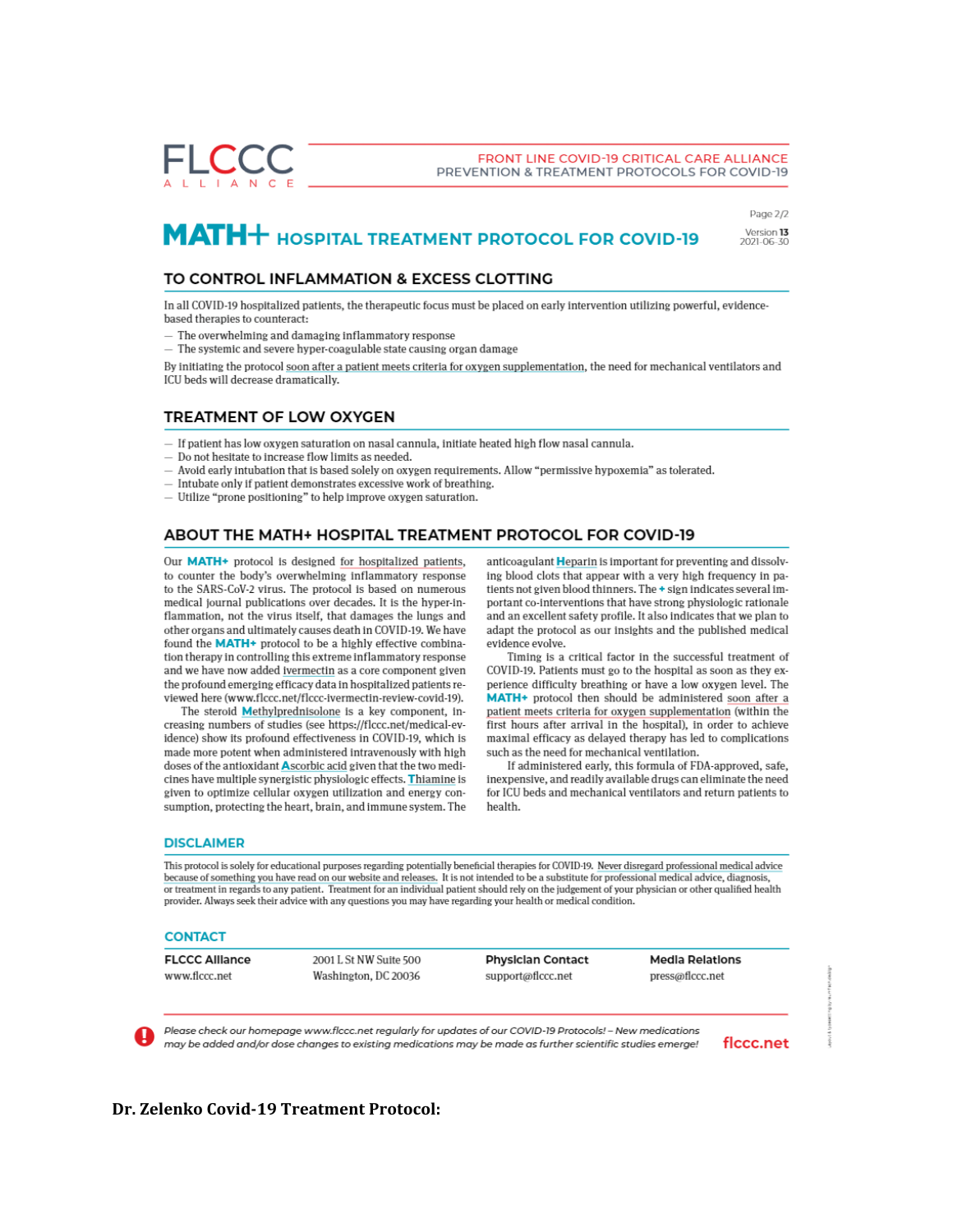FLCCC ALLIANCE

FRONT LINE COVID-19 CRITICAL CARE ALLIANCE
PREVENTION & TREATMENT PROTOCOLS FOR COVID-19

# MATH+ HOSPITAL TREATMENT PROTOCOL FOR COVID-19

Version 13
2021-06-30

## TO CONTROL INFLAMMATION & EXCESS CLOTTING

In all COVID-19 hospitalized patients, the therapeutic focus must be placed on early intervention utilizing powerful, evidence-based therapies to counteract:

- The overwhelming and damaging inflammatory response
- The systemic and severe hyper-coagulable state causing organ damage

By initiating the protocol soon after a patient meets criteria for oxygen supplementation, the need for mechanical ventilators and ICU beds will decrease dramatically.

## TREATMENT OF LOW OXYGEN

- If patient has low oxygen saturation on nasal cannula, initiate heated high flow nasal cannula.
- Do not hesitate to increase flow limits as needed.
- Avoid early intubation that is based solely on oxygen requirements. Allow "permissive hypoxemia" as tolerated.
- Intubate only if patient demonstrates excessive work of breathing.
- Utilize "prone positioning" to help improve oxygen saturation.

## ABOUT THE MATH+ HOSPITAL TREATMENT PROTOCOL FOR COVID-19

Our **MATH+** protocol is designed for hospitalized patients, to counter the body's overwhelming inflammatory response to the SARS-CoV-2 virus. The protocol is based on numerous medical journal publications over decades. It is the hyper-inflammation, not the virus itself, that damages the lungs and other organs and ultimately causes death in COVID-19. We have found the **MATH+** protocol to be a highly effective combination therapy in controlling this extreme inflammatory response and we have now added ivermectin as a core component given the profound emerging efficacy data in hospitalized patients reviewed here (www.flccc.net/flccc-ivermectin-review-covid-19).

The steroid **M**ethylprednisolone is a key component, increasing numbers of studies (see https://flccc.net/medical-evidence) show its profound effectiveness in COVID-19, which is made more potent when administered intravenously with high doses of the antioxidant **A**scorbic acid given that the two medicines have multiple synergistic physiologic effects. **T**hiamine is given to optimize cellular oxygen utilization and energy consumption, protecting the heart, brain, and immune system. The anticoagulant **H**eparin is important for preventing and dissolving blood clots that appear with a very high frequency in patients not given blood thinners. The **+** sign indicates several important co-interventions that have strong physiologic rationale and an excellent safety profile. It also indicates that we plan to adapt the protocol as our insights and the published medical evidence evolve.

Timing is a critical factor in the successful treatment of COVID-19. Patients must go to the hospital as soon as they experience difficulty breathing or have a low oxygen level. The **MATH+** protocol then should be administered soon after a patient meets criteria for oxygen supplementation (within the first hours after arrival in the hospital), in order to achieve maximal efficacy as delayed therapy has led to complications such as the need for mechanical ventilation.

If administered early, this formula of FDA-approved, safe, inexpensive, and readily available drugs can eliminate the need for ICU beds and mechanical ventilators and return patients to health.

### DISCLAIMER

This protocol is solely for educational purposes regarding potentially beneficial therapies for COVID-19. Never disregard professional medical advice because of something you have read on our website and releases. It is not intended to be a substitute for professional medical advice, diagnosis, or treatment in regards to any patient. Treatment for an individual patient should rely on the judgement of your physician or other qualified health provider. Always seek their advice with any questions you may have regarding your health or medical condition.

### CONTACT

| FLCCC Alliance | | Physician Contact | Media Relations |
|---|---|---|---|
| www.flccc.net | 2001 L St NW Suite 500<br>Washington, DC 20036 | support@flccc.net | press@flccc.net |

*Please check our homepage www.flccc.net regularly for updates of our COVID-19 Protocols! – New medications may be added and/or dose changes to existing medications may be made as further scientific studies emerge!* flccc.net

**Dr. Zelenko Covid-19 Treatment Protocol:**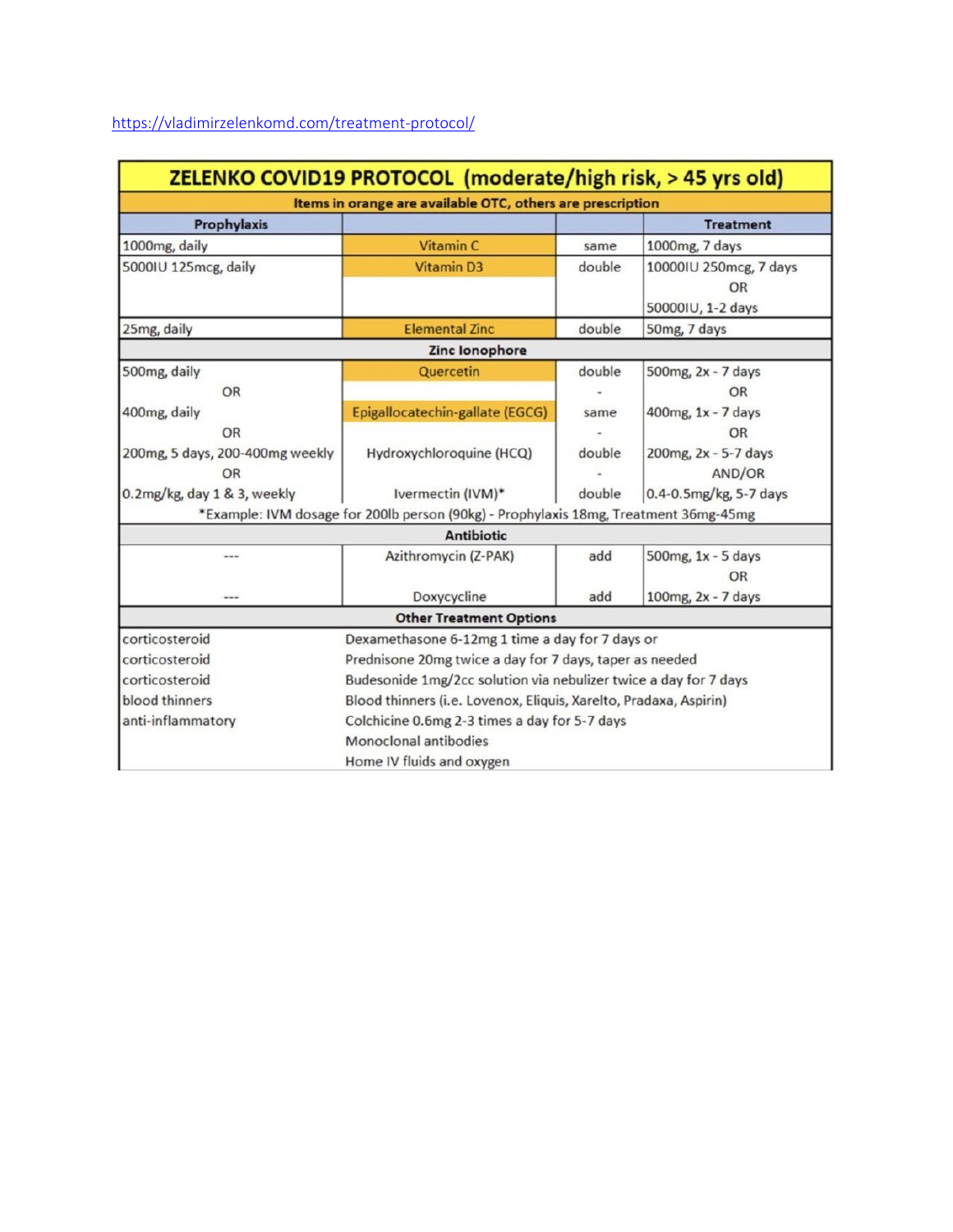https://vladimirzelenkomd.com/treatment-protocol/

## ZELENKO COVID19 PROTOCOL (moderate/high risk, > 45 yrs old)

**Items in orange are available OTC, others are prescription**

| Prophylaxis | | | Treatment |
|---|---|---|---|
| 1000mg, daily | Vitamin C | same | 1000mg, 7 days |
| 5000IU 125mcg, daily | Vitamin D3 | double | 10000IU 250mcg, 7 days OR 50000IU, 1-2 days |
| 25mg, daily | Elemental Zinc | double | 50mg, 7 days |
| | **Zinc Ionophore** | | |
| 500mg, daily OR | Quercetin | double | 500mg, 2x - 7 days OR |
| 400mg, daily OR | Epigallocatechin-gallate (EGCG) | same | 400mg, 1x - 7 days OR |
| 200mg, 5 days, 200-400mg weekly OR | Hydroxychloroquine (HCQ) | double | 200mg, 2x - 5-7 days AND/OR |
| 0.2mg/kg, day 1 & 3, weekly | Ivermectin (IVM)* | double | 0.4-0.5mg/kg, 5-7 days |
| *Example: IVM dosage for 200lb person (90kg) - Prophylaxis 18mg, Treatment 36mg-45mg | | | |
| | **Antibiotic** | | |
| --- | Azithromycin (Z-PAK) | add | 500mg, 1x - 5 days OR |
| --- | Doxycycline | add | 100mg, 2x - 7 days |

**Other Treatment Options**

| | |
|---|---|
| corticosteroid | Dexamethasone 6-12mg 1 time a day for 7 days or |
| corticosteroid | Prednisone 20mg twice a day for 7 days, taper as needed |
| corticosteroid | Budesonide 1mg/2cc solution via nebulizer twice a day for 7 days |
| blood thinners | Blood thinners (i.e. Lovenox, Eliquis, Xarelto, Pradaxa, Aspirin) |
| anti-inflammatory | Colchicine 0.6mg 2-3 times a day for 5-7 days |
| | Monoclonal antibodies |
| | Home IV fluids and oxygen |